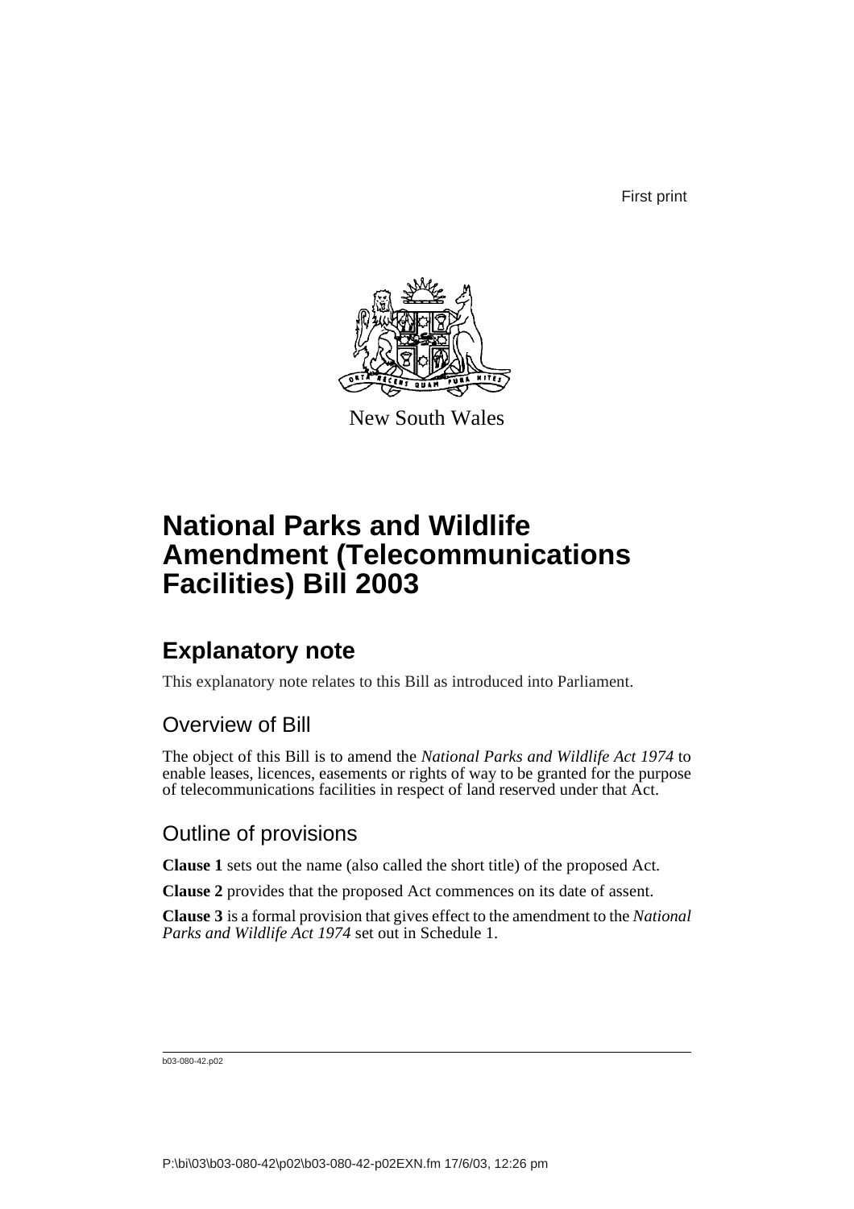First print

New South Wales

# National Parks and Wildlife Amendment (Telecommunications Facilities) Bill 2003

## Explanatory note

This explanatory note relates to this Bill as introduced into Parliament.

### Overview of Bill

The object of this Bill is to amend the *National Parks and Wildlife Act 1974* to enable leases, licences, easements or rights of way to be granted for the purpose of telecommunications facilities in respect of land reserved under that Act.

### Outline of provisions

**Clause 1** sets out the name (also called the short title) of the proposed Act.

**Clause 2** provides that the proposed Act commences on its date of assent.

**Clause 3** is a formal provision that gives effect to the amendment to the *National Parks and Wildlife Act 1974* set out in Schedule 1.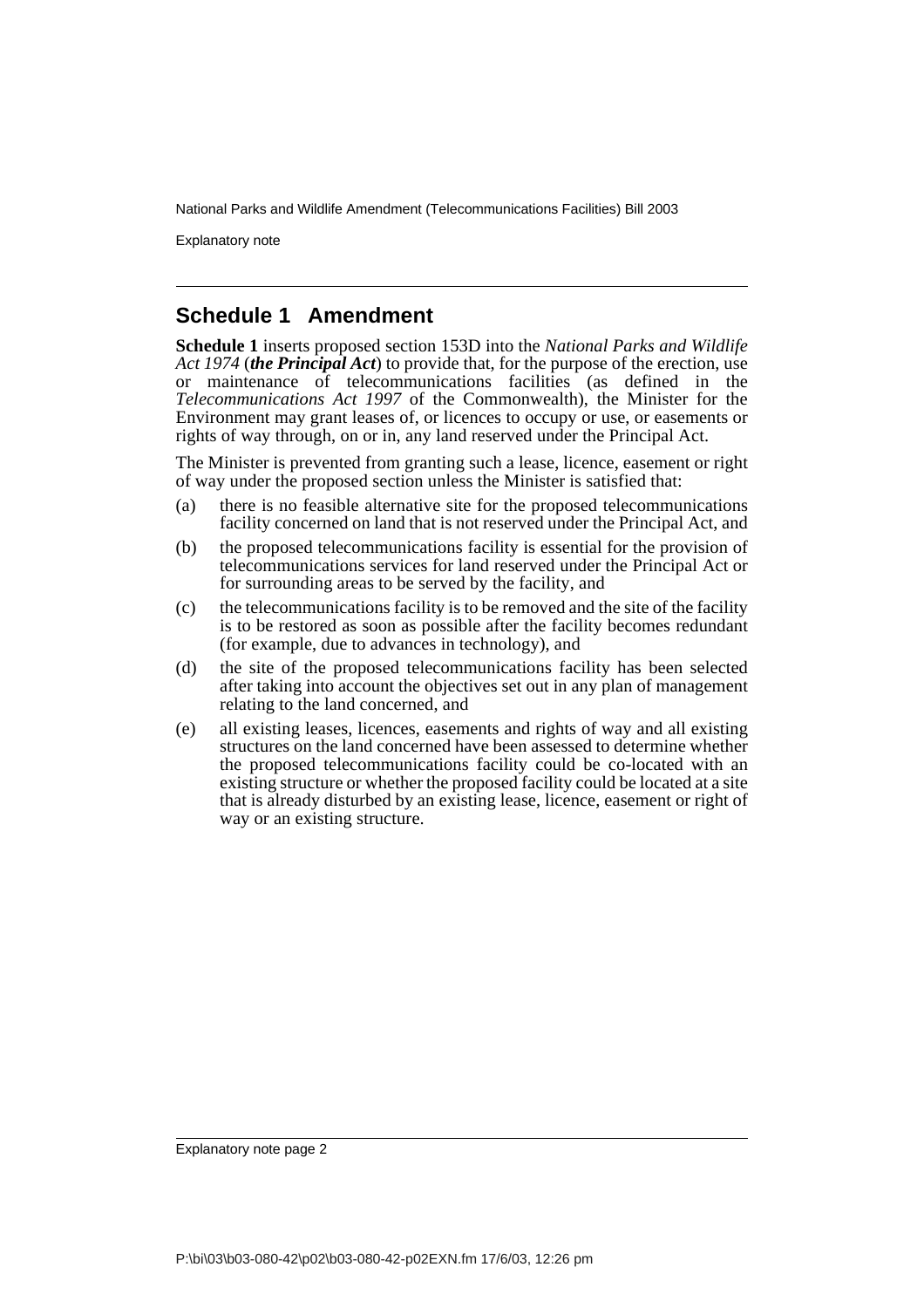## Schedule 1 Amendment

**Schedule 1** inserts proposed section 153D into the *National Parks and Wildlife Act 1974* (***the Principal Act***) to provide that, for the purpose of the erection, use or maintenance of telecommunications facilities (as defined in the *Telecommunications Act 1997* of the Commonwealth), the Minister for the Environment may grant leases of, or licences to occupy or use, or easements or rights of way through, on or in, any land reserved under the Principal Act.

The Minister is prevented from granting such a lease, licence, easement or right of way under the proposed section unless the Minister is satisfied that:

(a) there is no feasible alternative site for the proposed telecommunications facility concerned on land that is not reserved under the Principal Act, and

(b) the proposed telecommunications facility is essential for the provision of telecommunications services for land reserved under the Principal Act or for surrounding areas to be served by the facility, and

(c) the telecommunications facility is to be removed and the site of the facility is to be restored as soon as possible after the facility becomes redundant (for example, due to advances in technology), and

(d) the site of the proposed telecommunications facility has been selected after taking into account the objectives set out in any plan of management relating to the land concerned, and

(e) all existing leases, licences, easements and rights of way and all existing structures on the land concerned have been assessed to determine whether the proposed telecommunications facility could be co-located with an existing structure or whether the proposed facility could be located at a site that is already disturbed by an existing lease, licence, easement or right of way or an existing structure.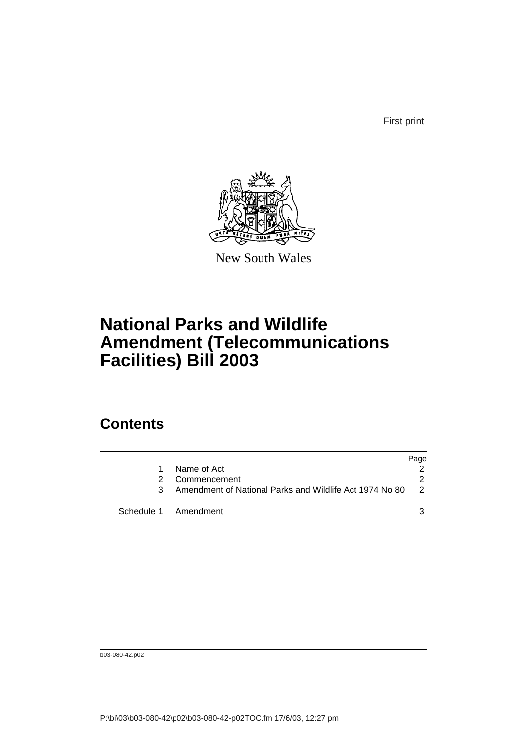First print

New South Wales

# National Parks and Wildlife Amendment (Telecommunications Facilities) Bill 2003

## Contents

| | | Page |
|---|---|---|
| 1 | Name of Act | 2 |
| 2 | Commencement | 2 |
| 3 | Amendment of National Parks and Wildlife Act 1974 No 80 | 2 |
| Schedule 1 | Amendment | 3 |

b03-080-42.p02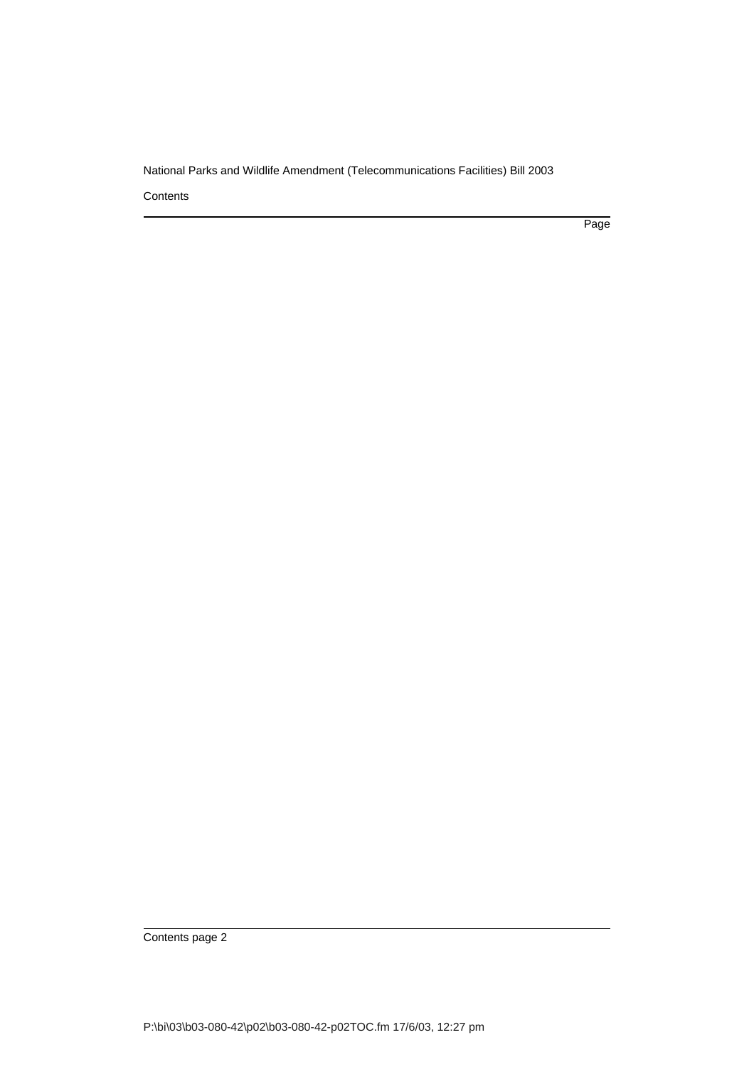Contents

Page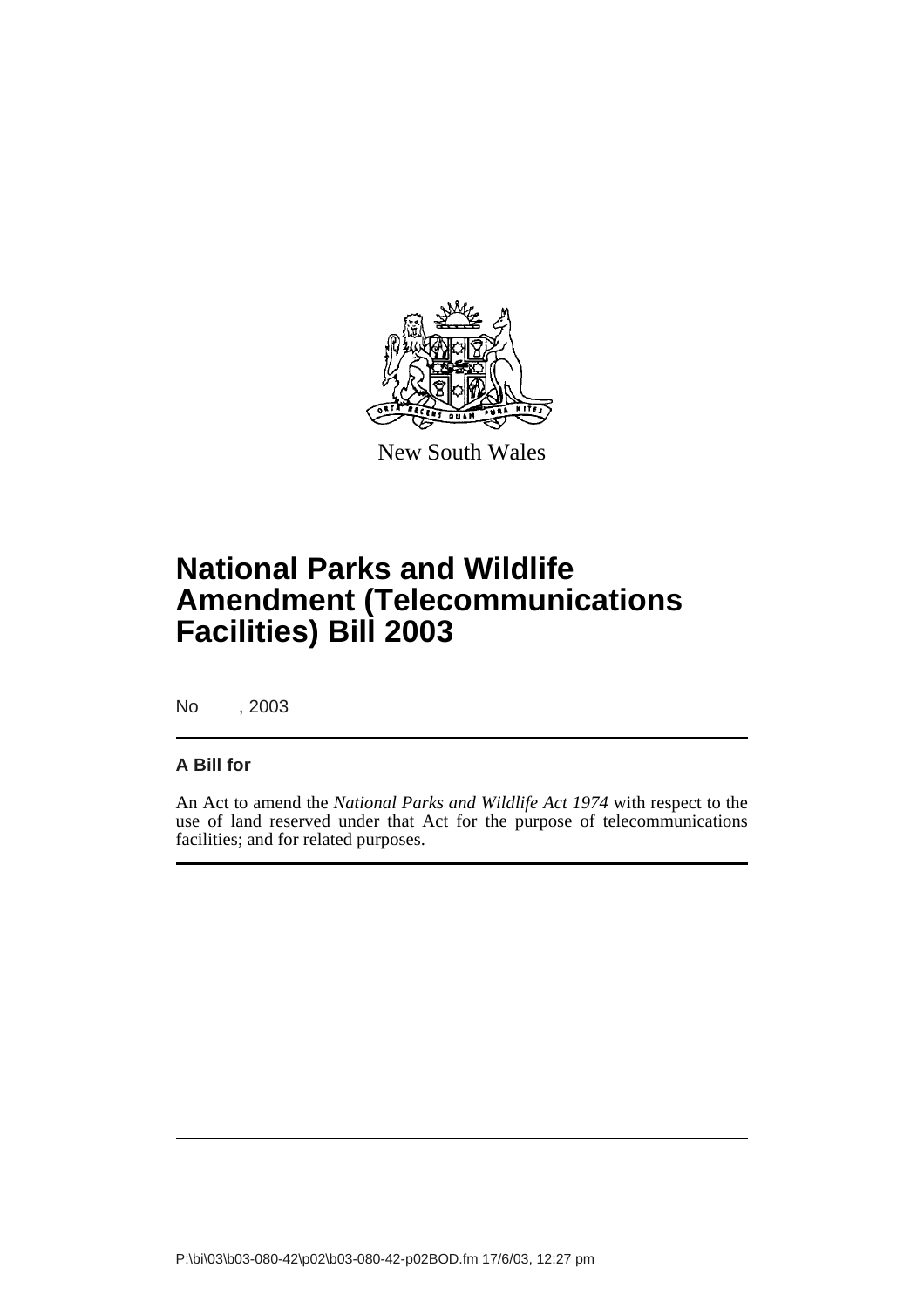New South Wales

# National Parks and Wildlife Amendment (Telecommunications Facilities) Bill 2003

No , 2003

## A Bill for

An Act to amend the *National Parks and Wildlife Act 1974* with respect to the use of land reserved under that Act for the purpose of telecommunications facilities; and for related purposes.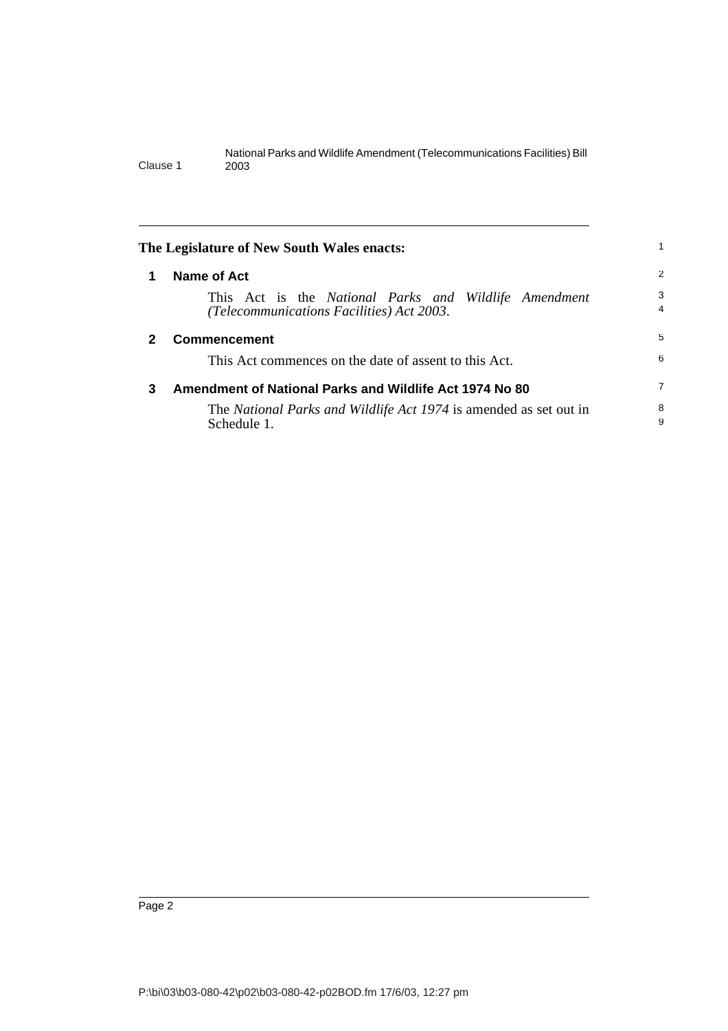**The Legislature of New South Wales enacts:**

## 1 Name of Act

This Act is the *National Parks and Wildlife Amendment (Telecommunications Facilities) Act 2003*.

## 2 Commencement

This Act commences on the date of assent to this Act.

## 3 Amendment of National Parks and Wildlife Act 1974 No 80

The *National Parks and Wildlife Act 1974* is amended as set out in Schedule 1.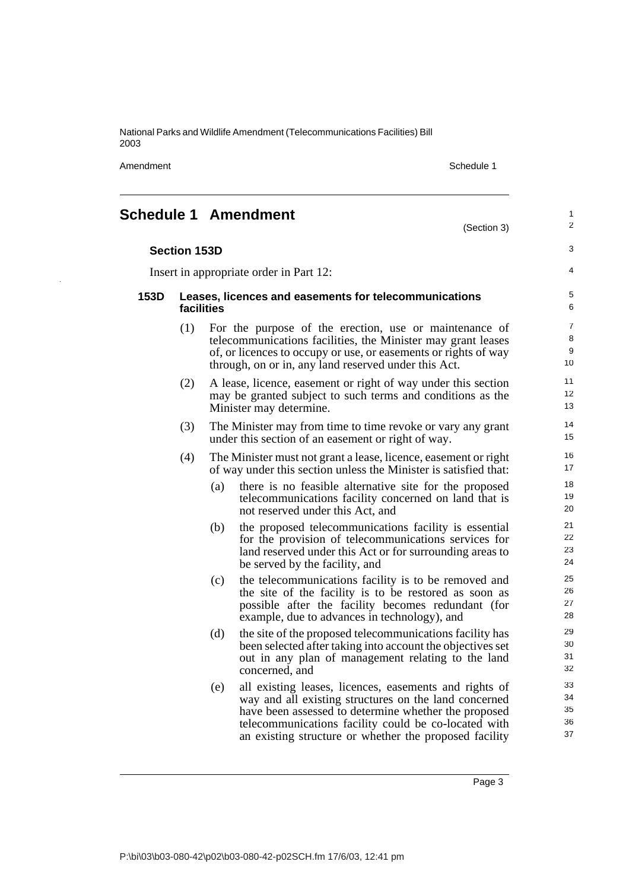# Schedule 1 Amendment

(Section 3)

## Section 153D

Insert in appropriate order in Part 12:

### 153D Leases, licences and easements for telecommunications facilities

(1) For the purpose of the erection, use or maintenance of telecommunications facilities, the Minister may grant leases of, or licences to occupy or use, or easements or rights of way through, on or in, any land reserved under this Act.

(2) A lease, licence, easement or right of way under this section may be granted subject to such terms and conditions as the Minister may determine.

(3) The Minister may from time to time revoke or vary any grant under this section of an easement or right of way.

(4) The Minister must not grant a lease, licence, easement or right of way under this section unless the Minister is satisfied that:

- (a) there is no feasible alternative site for the proposed telecommunications facility concerned on land that is not reserved under this Act, and
- (b) the proposed telecommunications facility is essential for the provision of telecommunications services for land reserved under this Act or for surrounding areas to be served by the facility, and
- (c) the telecommunications facility is to be removed and the site of the facility is to be restored as soon as possible after the facility becomes redundant (for example, due to advances in technology), and
- (d) the site of the proposed telecommunications facility has been selected after taking into account the objectives set out in any plan of management relating to the land concerned, and
- (e) all existing leases, licences, easements and rights of way and all existing structures on the land concerned have been assessed to determine whether the proposed telecommunications facility could be co-located with an existing structure or whether the proposed facility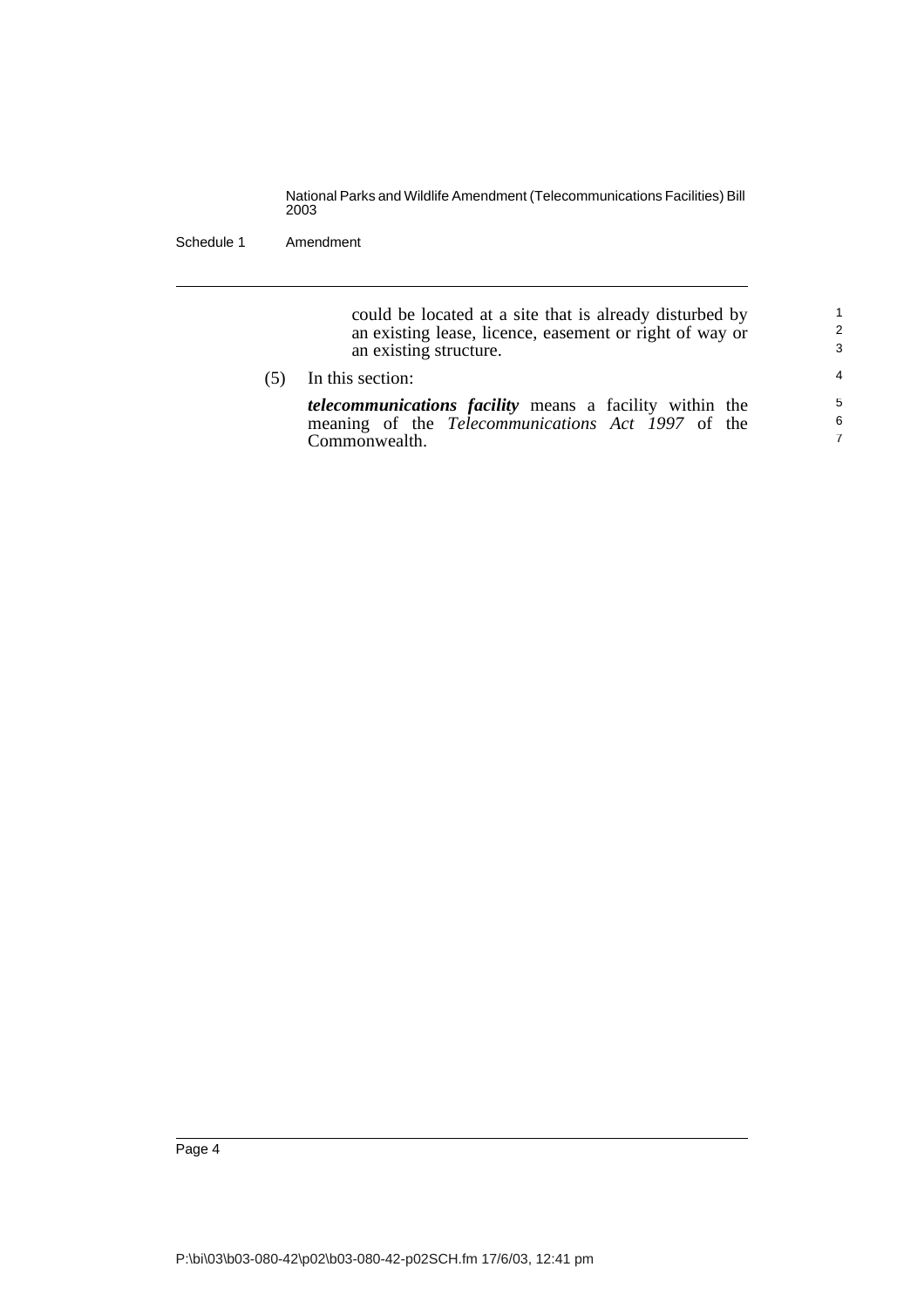could be located at a site that is already disturbed by an existing lease, licence, easement or right of way or an existing structure.

(5) In this section:

***telecommunications facility*** means a facility within the meaning of the *Telecommunications Act 1997* of the Commonwealth.